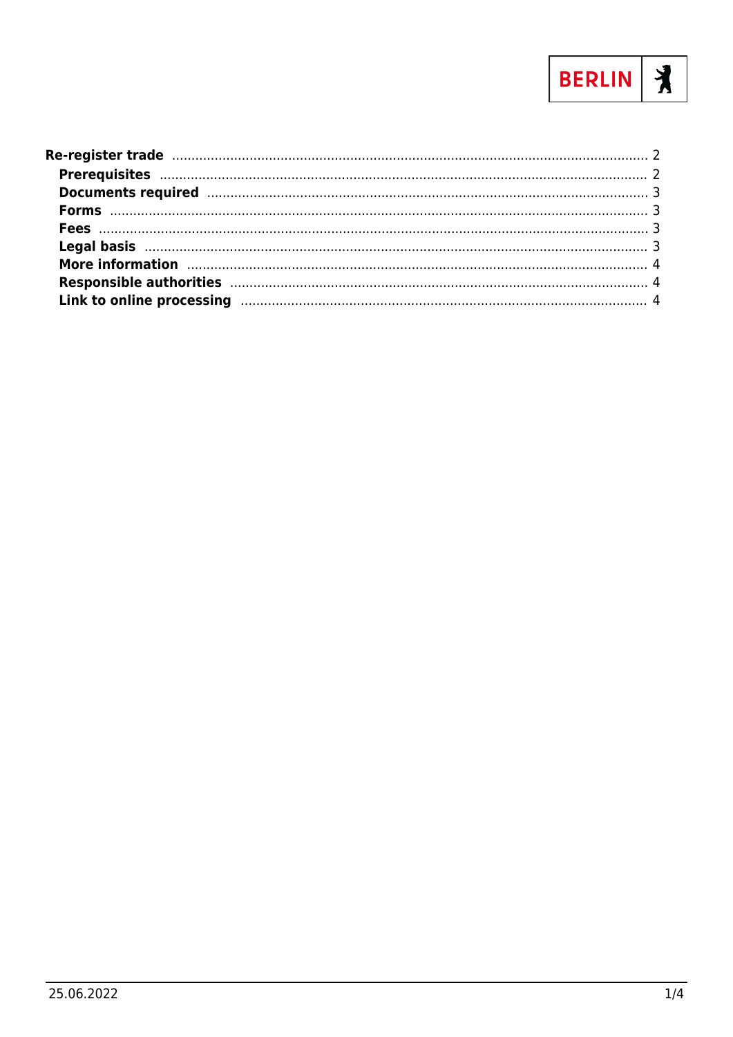BERLIN

- **Re-register trade** ........ 2
  - **Prerequisites** ........ 2
  - **Documents required** ........ 3
  - **Forms** ........ 3
  - **Fees** ........ 3
  - **Legal basis** ........ 3
  - **More information** ........ 4
  - **Responsible authorities** ........ 4
  - **Link to online processing** ........ 4

25.06.2022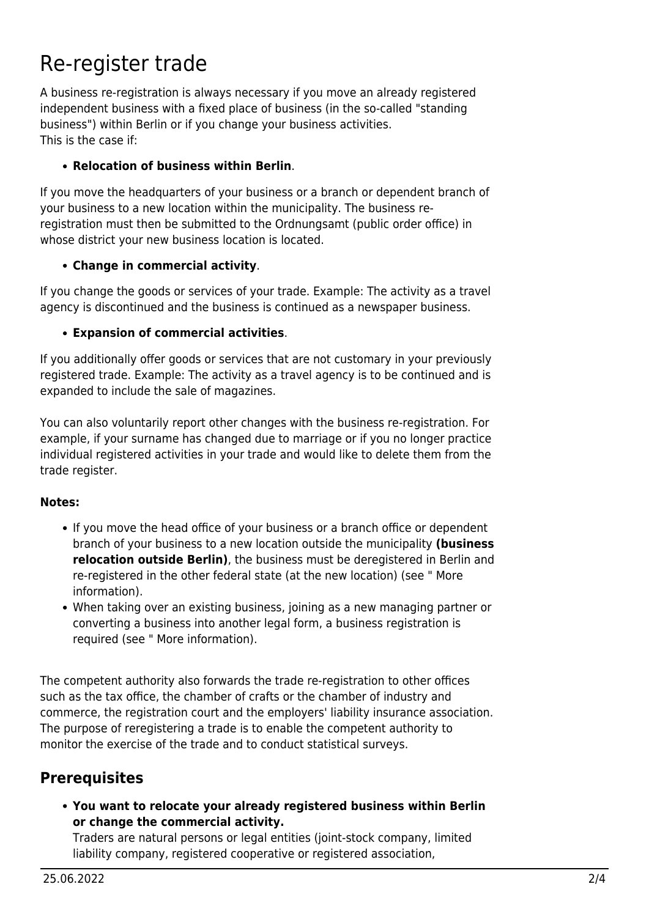# Re-register trade

A business re-registration is always necessary if you move an already registered independent business with a fixed place of business (in the so-called "standing business") within Berlin or if you change your business activities.
This is the case if:

- **Relocation of business within Berlin**.

If you move the headquarters of your business or a branch or dependent branch of your business to a new location within the municipality. The business re-registration must then be submitted to the Ordnungsamt (public order office) in whose district your new business location is located.

- **Change in commercial activity**.

If you change the goods or services of your trade. Example: The activity as a travel agency is discontinued and the business is continued as a newspaper business.

- **Expansion of commercial activities**.

If you additionally offer goods or services that are not customary in your previously registered trade. Example: The activity as a travel agency is to be continued and is expanded to include the sale of magazines.

You can also voluntarily report other changes with the business re-registration. For example, if your surname has changed due to marriage or if you no longer practice individual registered activities in your trade and would like to delete them from the trade register.

**Notes:**

- If you move the head office of your business or a branch office or dependent branch of your business to a new location outside the municipality **(business relocation outside Berlin)**, the business must be deregistered in Berlin and re-registered in the other federal state (at the new location) (see " More information).
- When taking over an existing business, joining as a new managing partner or converting a business into another legal form, a business registration is required (see " More information).

The competent authority also forwards the trade re-registration to other offices such as the tax office, the chamber of crafts or the chamber of industry and commerce, the registration court and the employers' liability insurance association. The purpose of reregistering a trade is to enable the competent authority to monitor the exercise of the trade and to conduct statistical surveys.

## Prerequisites

- **You want to relocate your already registered business within Berlin or change the commercial activity.**
  Traders are natural persons or legal entities (joint-stock company, limited liability company, registered cooperative or registered association,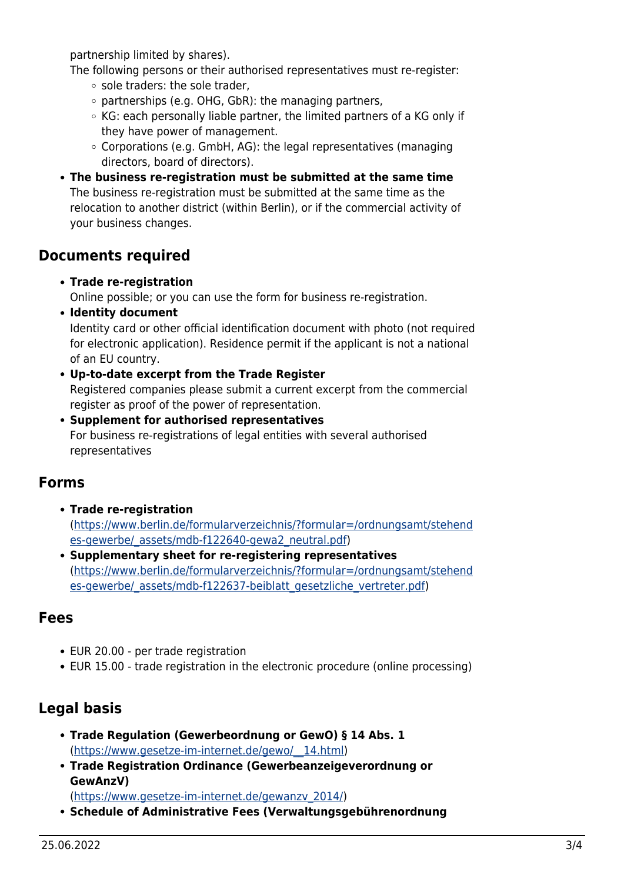partnership limited by shares).

The following persons or their authorised representatives must re-register:

- sole traders: the sole trader,
- partnerships (e.g. OHG, GbR): the managing partners,
- KG: each personally liable partner, the limited partners of a KG only if they have power of management.
- Corporations (e.g. GmbH, AG): the legal representatives (managing directors, board of directors).

- **The business re-registration must be submitted at the same time**
  The business re-registration must be submitted at the same time as the relocation to another district (within Berlin), or if the commercial activity of your business changes.

## Documents required

- **Trade re-registration**
  Online possible; or you can use the form for business re-registration.
- **Identity document**
  Identity card or other official identification document with photo (not required for electronic application). Residence permit if the applicant is not a national of an EU country.
- **Up-to-date excerpt from the Trade Register**
  Registered companies please submit a current excerpt from the commercial register as proof of the power of representation.
- **Supplement for authorised representatives**
  For business re-registrations of legal entities with several authorised representatives

## Forms

- **Trade re-registration**
  (https://www.berlin.de/formularverzeichnis/?formular=/ordnungsamt/stehendes-gewerbe/_assets/mdb-f122640-gewa2_neutral.pdf)
- **Supplementary sheet for re-registering representatives**
  (https://www.berlin.de/formularverzeichnis/?formular=/ordnungsamt/stehendes-gewerbe/_assets/mdb-f122637-beiblatt_gesetzliche_vertreter.pdf)

## Fees

- EUR 20.00 - per trade registration
- EUR 15.00 - trade registration in the electronic procedure (online processing)

## Legal basis

- **Trade Regulation (Gewerbeordnung or GewO) § 14 Abs. 1**
  (https://www.gesetze-im-internet.de/gewo/__14.html)
- **Trade Registration Ordinance (Gewerbeanzeigeverordnung or GewAnzV)**
  (https://www.gesetze-im-internet.de/gewanzv_2014/)
- **Schedule of Administrative Fees (Verwaltungsgebührenordnung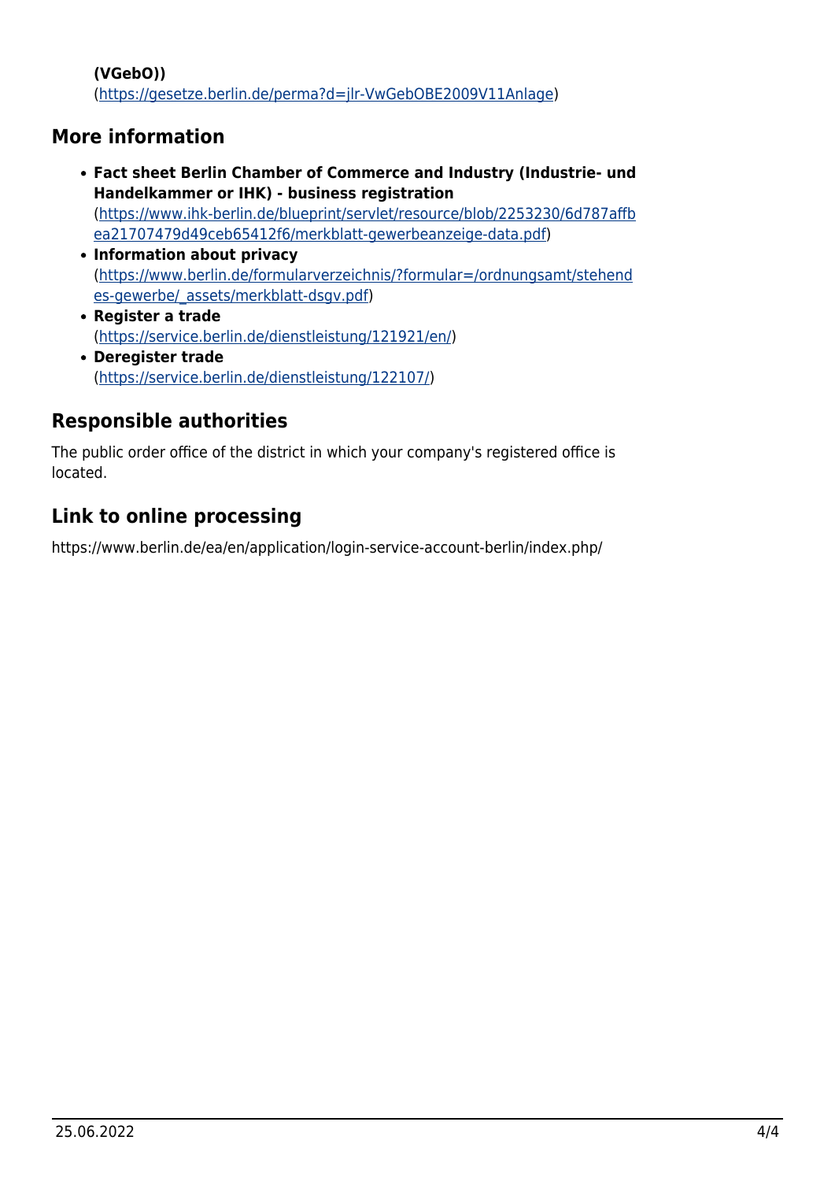**(VGebO))**
(https://gesetze.berlin.de/perma?d=jlr-VwGebOBE2009V11Anlage)

## More information

- **Fact sheet Berlin Chamber of Commerce and Industry (Industrie- und Handelkammer or IHK) - business registration**
(https://www.ihk-berlin.de/blueprint/servlet/resource/blob/2253230/6d787affbea21707479d49ceb65412f6/merkblatt-gewerbeanzeige-data.pdf)
- **Information about privacy**
(https://www.berlin.de/formularverzeichnis/?formular=/ordnungsamt/stehendes-gewerbe/_assets/merkblatt-dsgv.pdf)
- **Register a trade**
(https://service.berlin.de/dienstleistung/121921/en/)
- **Deregister trade**
(https://service.berlin.de/dienstleistung/122107/)

## Responsible authorities

The public order office of the district in which your company's registered office is located.

## Link to online processing

https://www.berlin.de/ea/en/application/login-service-account-berlin/index.php/

25.06.2022